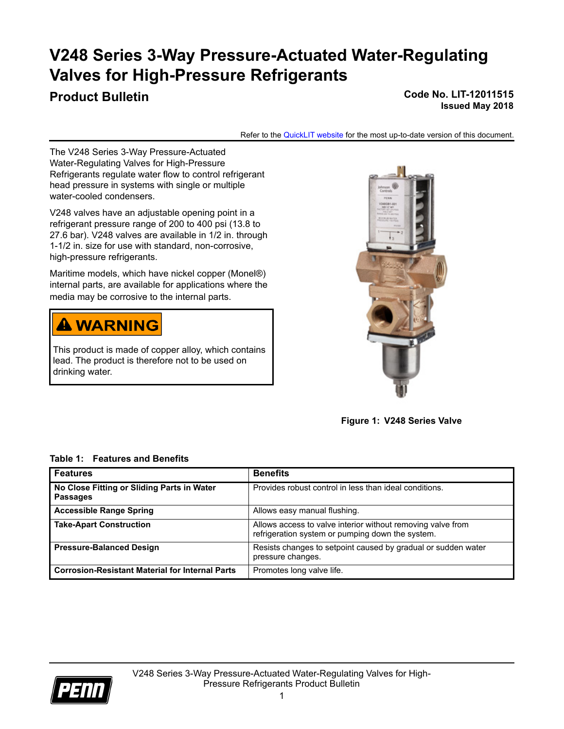# V248 Series 3-Way Pressure-Actuated Water-Regulating Valves for High-Pressure Refrigerants

## Product Bulletin

**Code No. LIT-12011515**
**Issued May 2018**

Refer to the QuickLIT website for the most up-to-date version of this document.

The V248 Series 3-Way Pressure-Actuated Water-Regulating Valves for High-Pressure Refrigerants regulate water flow to control refrigerant head pressure in systems with single or multiple water-cooled condensers.

V248 valves have an adjustable opening point in a refrigerant pressure range of 200 to 400 psi (13.8 to 27.6 bar). V248 valves are available in 1/2 in. through 1-1/2 in. size for use with standard, non-corrosive, high-pressure refrigerants.

Maritime models, which have nickel copper (Monel®) internal parts, are available for applications where the media may be corrosive to the internal parts.

> **⚠ WARNING**
>
> This product is made of copper alloy, which contains lead. The product is therefore not to be used on drinking water.

**Figure 1: V248 Series Valve**

**Table 1: Features and Benefits**

| Features | Benefits |
| --- | --- |
| **No Close Fitting or Sliding Parts in Water Passages** | Provides robust control in less than ideal conditions. |
| **Accessible Range Spring** | Allows easy manual flushing. |
| **Take-Apart Construction** | Allows access to valve interior without removing valve from refrigeration system or pumping down the system. |
| **Pressure-Balanced Design** | Resists changes to setpoint caused by gradual or sudden water pressure changes. |
| **Corrosion-Resistant Material for Internal Parts** | Promotes long valve life. |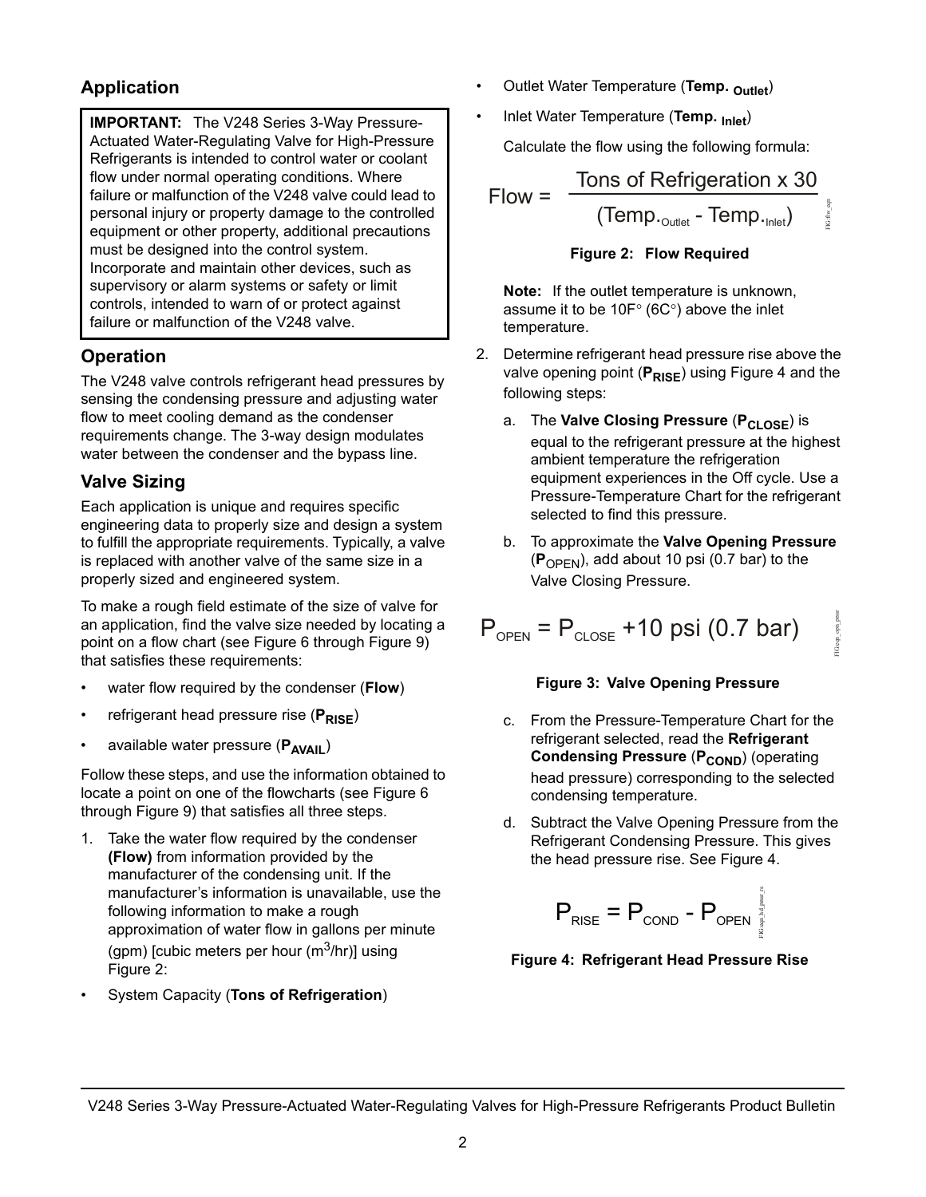## Application

> **IMPORTANT:** The V248 Series 3-Way Pressure-Actuated Water-Regulating Valve for High-Pressure Refrigerants is intended to control water or coolant flow under normal operating conditions. Where failure or malfunction of the V248 valve could lead to personal injury or property damage to the controlled equipment or other property, additional precautions must be designed into the control system. Incorporate and maintain other devices, such as supervisory or alarm systems or safety or limit controls, intended to warn of or protect against failure or malfunction of the V248 valve.

## Operation

The V248 valve controls refrigerant head pressures by sensing the condensing pressure and adjusting water flow to meet cooling demand as the condenser requirements change. The 3-way design modulates water between the condenser and the bypass line.

## Valve Sizing

Each application is unique and requires specific engineering data to properly size and design a system to fulfill the appropriate requirements. Typically, a valve is replaced with another valve of the same size in a properly sized and engineered system.

To make a rough field estimate of the size of valve for an application, find the valve size needed by locating a point on a flow chart (see Figure 6 through Figure 9) that satisfies these requirements:

- water flow required by the condenser (**Flow**)
- refrigerant head pressure rise (**$P_{RISE}$**)
- available water pressure (**$P_{AVAIL}$**)

Follow these steps, and use the information obtained to locate a point on one of the flowcharts (see Figure 6 through Figure 9) that satisfies all three steps.

1. Take the water flow required by the condenser **(Flow)** from information provided by the manufacturer of the condensing unit. If the manufacturer's information is unavailable, use the following information to make a rough approximation of water flow in gallons per minute (gpm) [cubic meters per hour ($m^3$/hr)] using Figure 2:

- System Capacity (**Tons of Refrigeration**)
- Outlet Water Temperature (**Temp. $_{Outlet}$**)
- Inlet Water Temperature (**Temp. $_{Inlet}$**)

Calculate the flow using the following formula:

$$\text{Flow} = \frac{\text{Tons of Refrigeration x 30}}{(\text{Temp.}_{\text{Outlet}} - \text{Temp.}_{\text{Inlet}})}$$

**Figure 2: Flow Required**

**Note:** If the outlet temperature is unknown, assume it to be 10F° (6C°) above the inlet temperature.

2. Determine refrigerant head pressure rise above the valve opening point (**$P_{RISE}$**) using Figure 4 and the following steps:

   a. The **Valve Closing Pressure** (**$P_{CLOSE}$**) is equal to the refrigerant pressure at the highest ambient temperature the refrigeration equipment experiences in the Off cycle. Use a Pressure-Temperature Chart for the refrigerant selected to find this pressure.

   b. To approximate the **Valve Opening Pressure** (**$P_{OPEN}$**), add about 10 psi (0.7 bar) to the Valve Closing Pressure.

$$P_{OPEN} = P_{CLOSE} + 10 \text{ psi } (0.7 \text{ bar})$$

**Figure 3: Valve Opening Pressure**

   c. From the Pressure-Temperature Chart for the refrigerant selected, read the **Refrigerant Condensing Pressure** (**$P_{COND}$**) (operating head pressure) corresponding to the selected condensing temperature.

   d. Subtract the Valve Opening Pressure from the Refrigerant Condensing Pressure. This gives the head pressure rise. See Figure 4.

$$P_{RISE} = P_{COND} - P_{OPEN}$$

**Figure 4: Refrigerant Head Pressure Rise**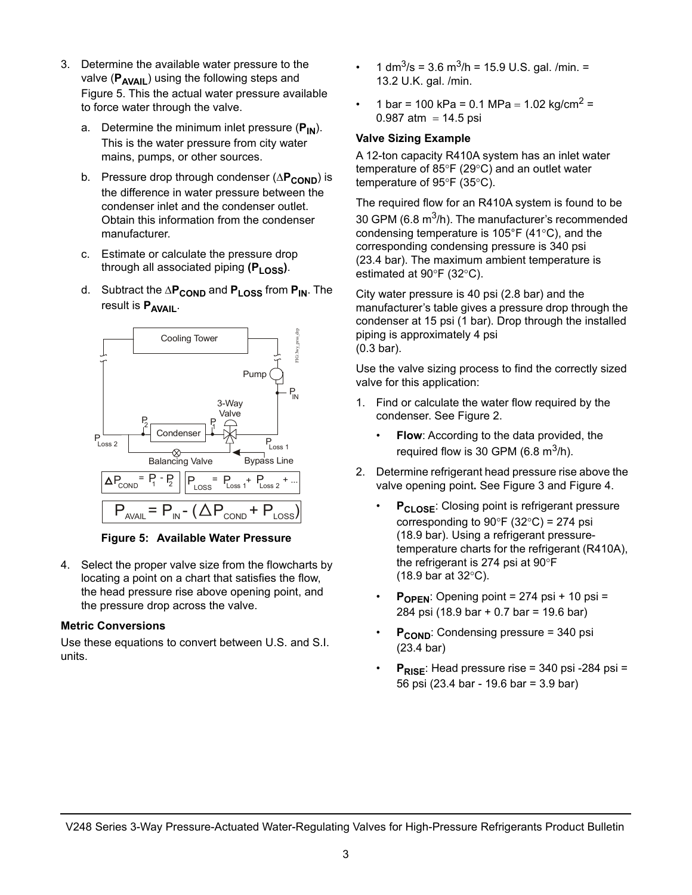3. Determine the available water pressure to the valve ($P_{AVAIL}$) using the following steps and Figure 5. This the actual water pressure available to force water through the valve.

   a. Determine the minimum inlet pressure ($P_{IN}$). This is the water pressure from city water mains, pumps, or other sources.

   b. Pressure drop through condenser ($\Delta P_{COND}$) is the difference in water pressure between the condenser inlet and the condenser outlet. Obtain this information from the condenser manufacturer.

   c. Estimate or calculate the pressure drop through all associated piping **($P_{LOSS}$)**.

   d. Subtract the $\Delta P_{COND}$ and $P_{LOSS}$ from $P_{IN}$. The result is $P_{AVAIL}$.

$$\Delta P_{COND} = P_1 - P_2 \qquad P_{LOSS} = P_{Loss\,1} + P_{Loss\,2} + ...$$

$$P_{AVAIL} = P_{IN} - (\Delta P_{COND} + P_{LOSS})$$

**Figure 5: Available Water Pressure**

4. Select the proper valve size from the flowcharts by locating a point on a chart that satisfies the flow, the head pressure rise above opening point, and the pressure drop across the valve.

### Metric Conversions

Use these equations to convert between U.S. and S.I. units.

- 1 $dm^3/s$ = 3.6 $m^3/h$ = 15.9 U.S. gal. /min. = 13.2 U.K. gal. /min.
- 1 bar = 100 kPa = 0.1 MPa = 1.02 $kg/cm^2$ = 0.987 atm = 14.5 psi

### Valve Sizing Example

A 12-ton capacity R410A system has an inlet water temperature of 85°F (29°C) and an outlet water temperature of 95°F (35°C).

The required flow for an R410A system is found to be 30 GPM (6.8 $m^3/h$). The manufacturer's recommended condensing temperature is 105°F (41°C), and the corresponding condensing pressure is 340 psi (23.4 bar). The maximum ambient temperature is estimated at 90°F (32°C).

City water pressure is 40 psi (2.8 bar) and the manufacturer's table gives a pressure drop through the condenser at 15 psi (1 bar). Drop through the installed piping is approximately 4 psi (0.3 bar).

Use the valve sizing process to find the correctly sized valve for this application:

1. Find or calculate the water flow required by the condenser. See Figure 2.
   - **Flow**: According to the data provided, the required flow is 30 GPM (6.8 $m^3/h$).
2. Determine refrigerant head pressure rise above the valve opening point**.** See Figure 3 and Figure 4.
   - $P_{CLOSE}$: Closing point is refrigerant pressure corresponding to 90°F (32°C) = 274 psi (18.9 bar). Using a refrigerant pressure-temperature charts for the refrigerant (R410A), the refrigerant is 274 psi at 90°F (18.9 bar at 32°C).
   - $P_{OPEN}$: Opening point = 274 psi + 10 psi = 284 psi (18.9 bar + 0.7 bar = 19.6 bar)
   - $P_{COND}$: Condensing pressure = 340 psi (23.4 bar)
   - $P_{RISE}$: Head pressure rise = 340 psi -284 psi = 56 psi (23.4 bar - 19.6 bar = 3.9 bar)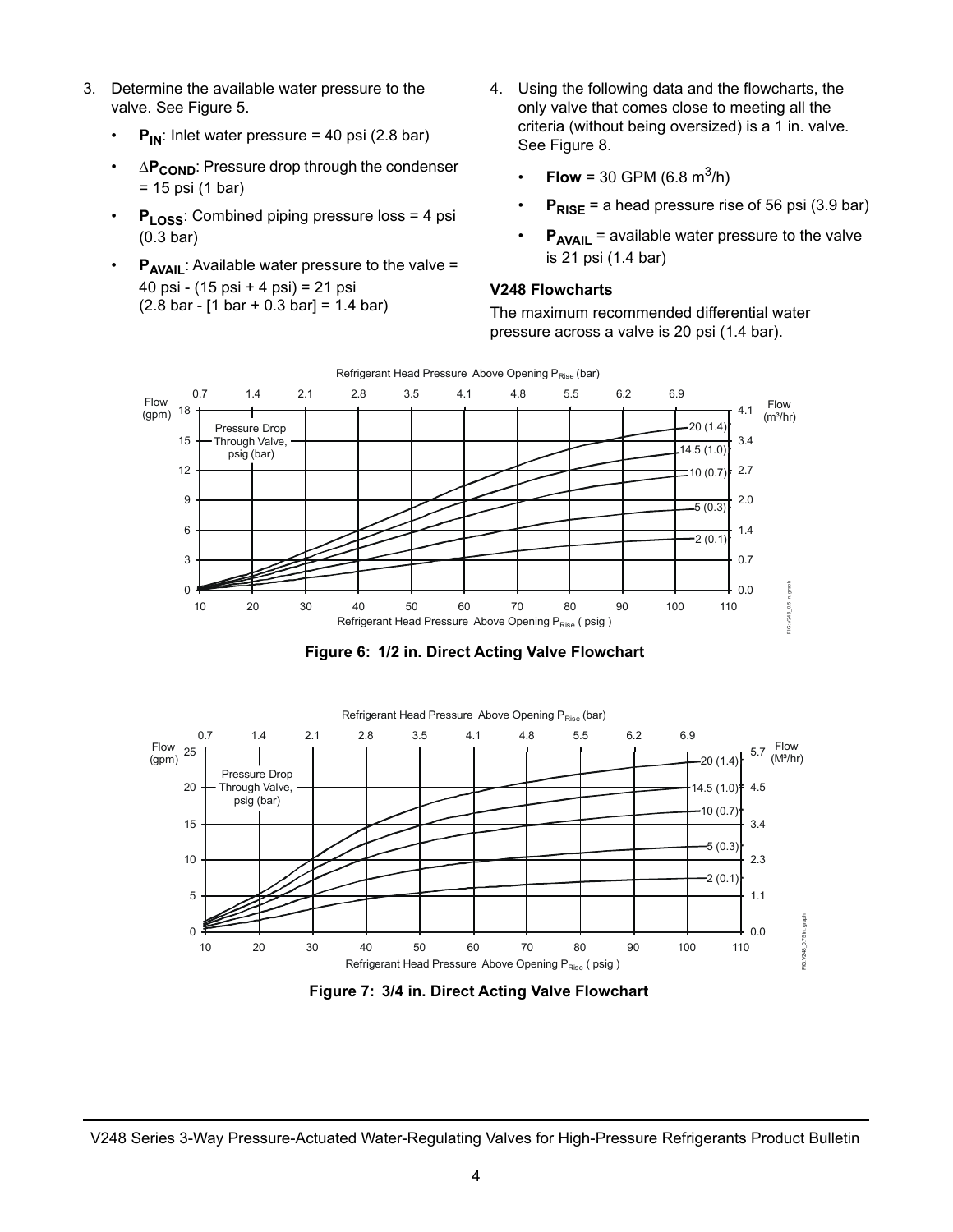3. Determine the available water pressure to the valve. See Figure 5.
   - $P_{IN}$: Inlet water pressure = 40 psi (2.8 bar)
   - $\Delta P_{COND}$: Pressure drop through the condenser = 15 psi (1 bar)
   - $P_{LOSS}$: Combined piping pressure loss = 4 psi (0.3 bar)
   - $P_{AVAIL}$: Available water pressure to the valve = 40 psi - (15 psi + 4 psi) = 21 psi (2.8 bar - [1 bar + 0.3 bar] = 1.4 bar)

4. Using the following data and the flowcharts, the only valve that comes close to meeting all the criteria (without being oversized) is a 1 in. valve. See Figure 8.
   - **Flow** = 30 GPM (6.8 $m^3$/h)
   - $P_{RISE}$ = a head pressure rise of 56 psi (3.9 bar)
   - $P_{AVAIL}$ = available water pressure to the valve is 21 psi (1.4 bar)

### V248 Flowcharts

The maximum recommended differential water pressure across a valve is 20 psi (1.4 bar).

Figure 6: 1/2 in. Direct Acting Valve Flowchart

Figure 7: 3/4 in. Direct Acting Valve Flowchart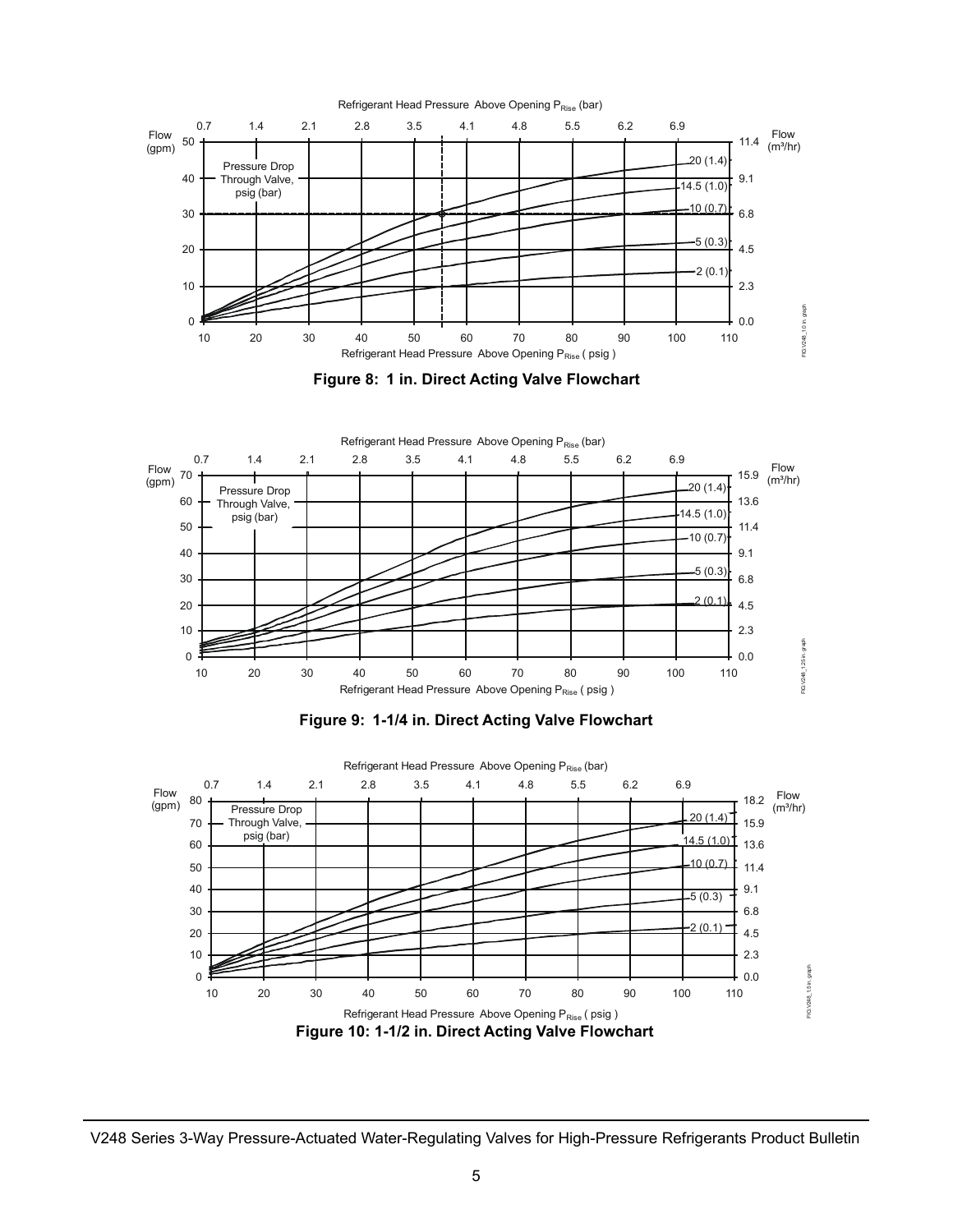Figure 8: 1 in. Direct Acting Valve Flowchart

Figure 9: 1-1/4 in. Direct Acting Valve Flowchart

Figure 10: 1-1/2 in. Direct Acting Valve Flowchart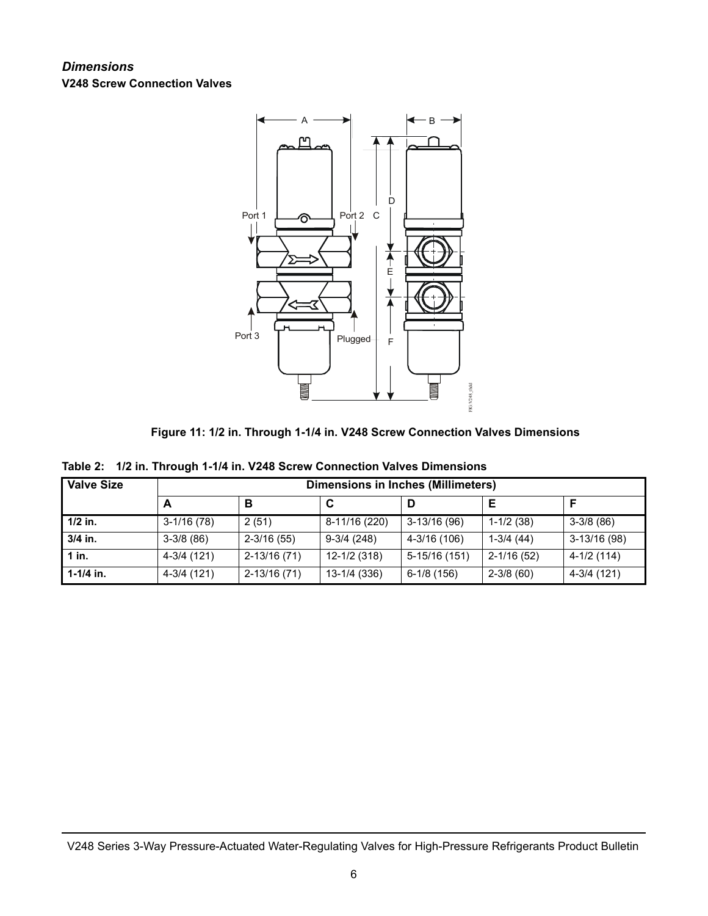## *Dimensions*

**V248 Screw Connection Valves**

**Figure 11: 1/2 in. Through 1-1/4 in. V248 Screw Connection Valves Dimensions**

**Table 2: 1/2 in. Through 1-1/4 in. V248 Screw Connection Valves Dimensions**

| Valve Size | Dimensions in Inches (Millimeters) | | | | | |
|---|---|---|---|---|---|---|
| | **A** | **B** | **C** | **D** | **E** | **F** |
| **1/2 in.** | 3-1/16 (78) | 2 (51) | 8-11/16 (220) | 3-13/16 (96) | 1-1/2 (38) | 3-3/8 (86) |
| **3/4 in.** | 3-3/8 (86) | 2-3/16 (55) | 9-3/4 (248) | 4-3/16 (106) | 1-3/4 (44) | 3-13/16 (98) |
| **1 in.** | 4-3/4 (121) | 2-13/16 (71) | 12-1/2 (318) | 5-15/16 (151) | 2-1/16 (52) | 4-1/2 (114) |
| **1-1/4 in.** | 4-3/4 (121) | 2-13/16 (71) | 13-1/4 (336) | 6-1/8 (156) | 2-3/8 (60) | 4-3/4 (121) |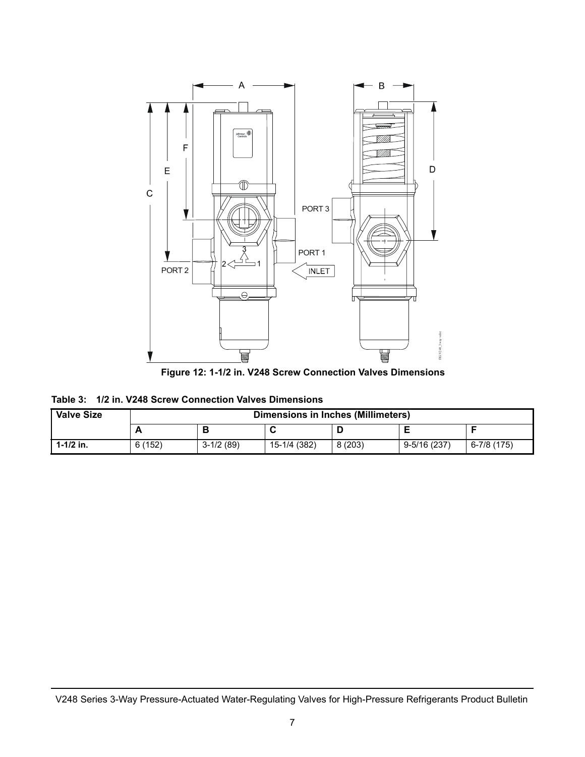**Figure 12: 1-1/2 in. V248 Screw Connection Valves Dimensions**

**Table 3: 1/2 in. V248 Screw Connection Valves Dimensions**

| Valve Size | Dimensions in Inches (Millimeters) | | | | | |
|---|---|---|---|---|---|---|
| | A | B | C | D | E | F |
| **1-1/2 in.** | 6 (152) | 3-1/2 (89) | 15-1/4 (382) | 8 (203) | 9-5/16 (237) | 6-7/8 (175) |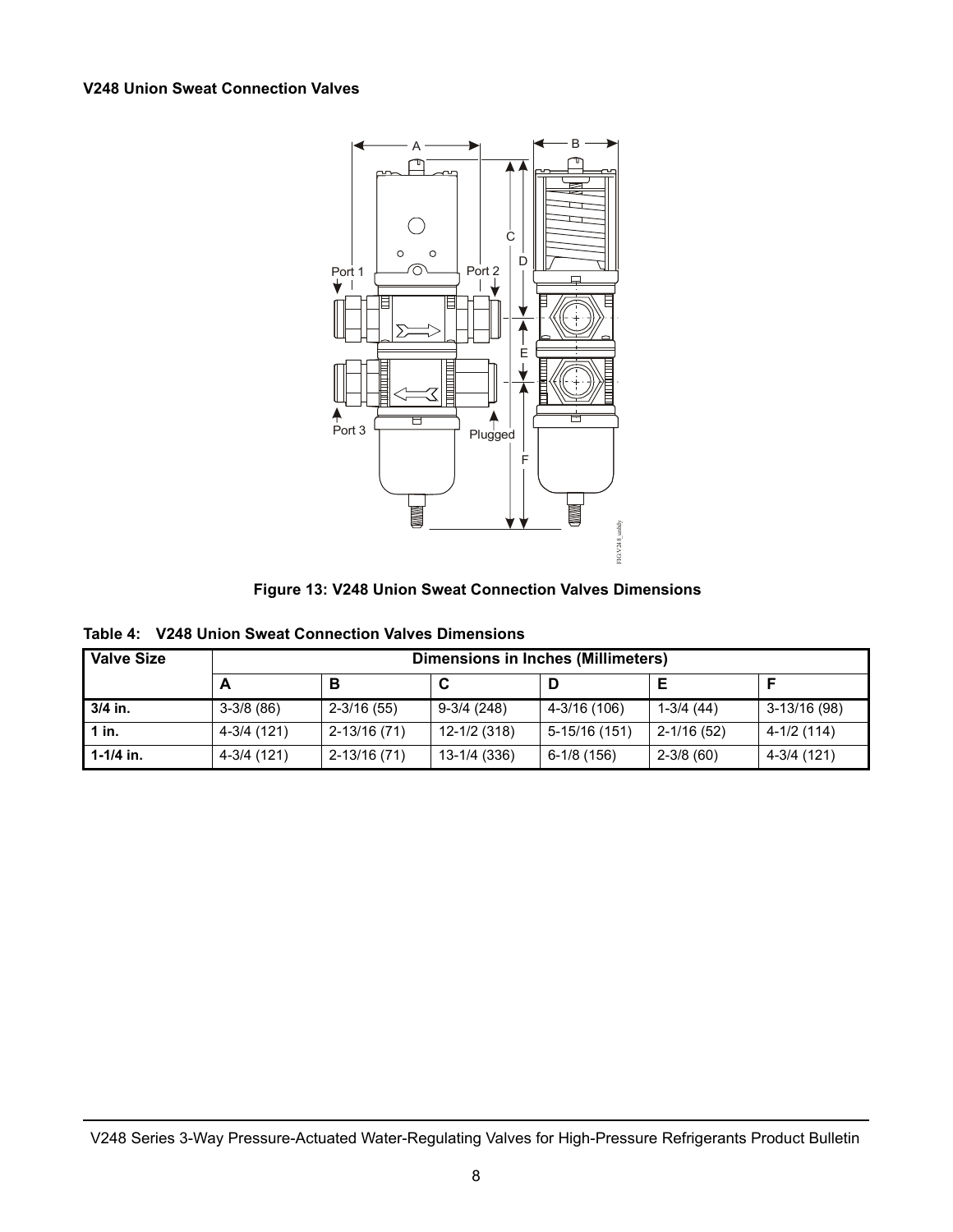### V248 Union Sweat Connection Valves

Figure 13: V248 Union Sweat Connection Valves Dimensions

Table 4: V248 Union Sweat Connection Valves Dimensions

| Valve Size | Dimensions in Inches (Millimeters) | | | | | |
|---|---|---|---|---|---|---|
| | A | B | C | D | E | F |
| 3/4 in. | 3-3/8 (86) | 2-3/16 (55) | 9-3/4 (248) | 4-3/16 (106) | 1-3/4 (44) | 3-13/16 (98) |
| 1 in. | 4-3/4 (121) | 2-13/16 (71) | 12-1/2 (318) | 5-15/16 (151) | 2-1/16 (52) | 4-1/2 (114) |
| 1-1/4 in. | 4-3/4 (121) | 2-13/16 (71) | 13-1/4 (336) | 6-1/8 (156) | 2-3/8 (60) | 4-3/4 (121) |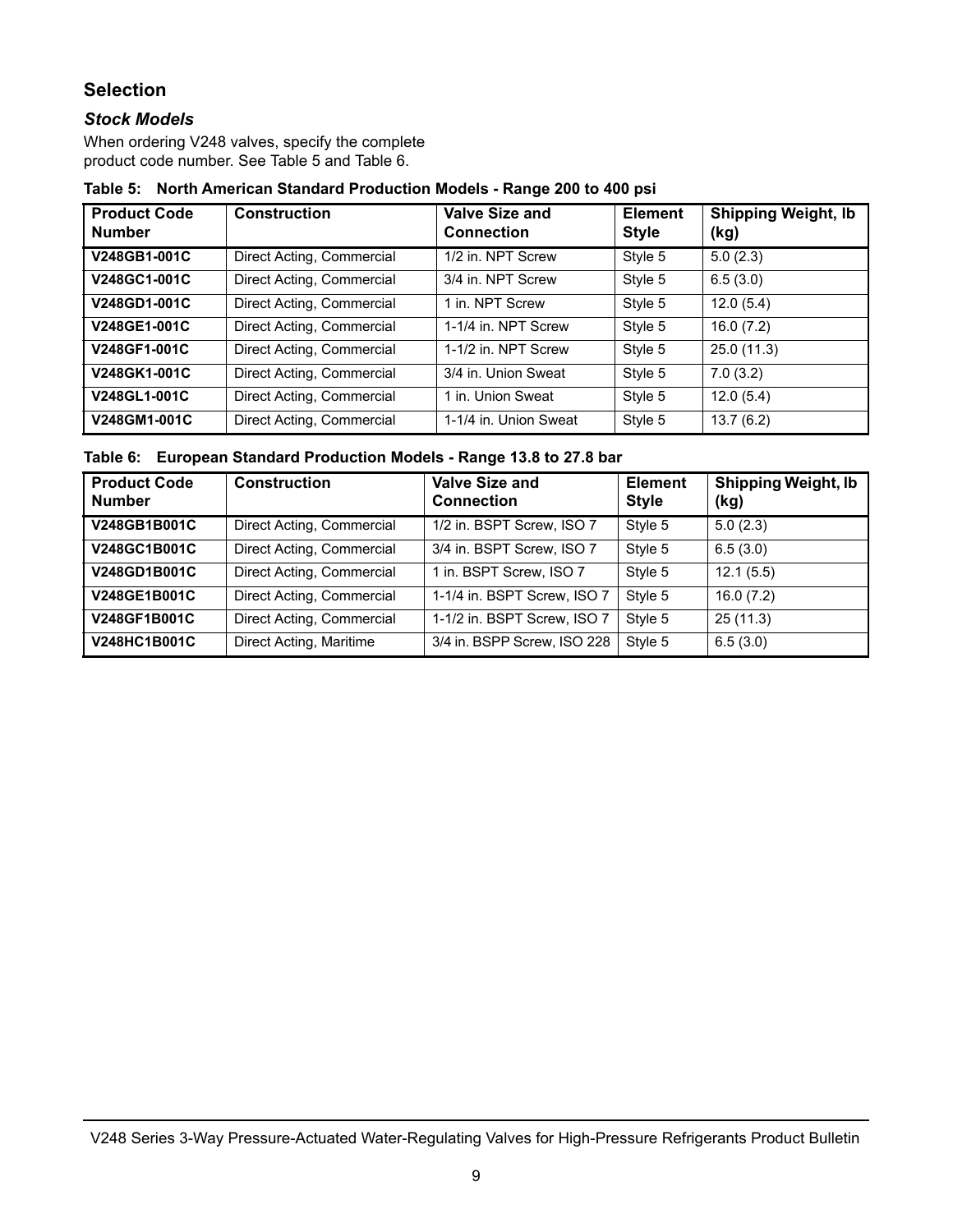## Selection

### *Stock Models*

When ordering V248 valves, specify the complete product code number. See Table 5 and Table 6.

**Table 5: North American Standard Production Models - Range 200 to 400 psi**

| Product Code Number | Construction | Valve Size and Connection | Element Style | Shipping Weight, lb (kg) |
|---|---|---|---|---|
| **V248GB1-001C** | Direct Acting, Commercial | 1/2 in. NPT Screw | Style 5 | 5.0 (2.3) |
| **V248GC1-001C** | Direct Acting, Commercial | 3/4 in. NPT Screw | Style 5 | 6.5 (3.0) |
| **V248GD1-001C** | Direct Acting, Commercial | 1 in. NPT Screw | Style 5 | 12.0 (5.4) |
| **V248GE1-001C** | Direct Acting, Commercial | 1-1/4 in. NPT Screw | Style 5 | 16.0 (7.2) |
| **V248GF1-001C** | Direct Acting, Commercial | 1-1/2 in. NPT Screw | Style 5 | 25.0 (11.3) |
| **V248GK1-001C** | Direct Acting, Commercial | 3/4 in. Union Sweat | Style 5 | 7.0 (3.2) |
| **V248GL1-001C** | Direct Acting, Commercial | 1 in. Union Sweat | Style 5 | 12.0 (5.4) |
| **V248GM1-001C** | Direct Acting, Commercial | 1-1/4 in. Union Sweat | Style 5 | 13.7 (6.2) |

**Table 6: European Standard Production Models - Range 13.8 to 27.8 bar**

| Product Code Number | Construction | Valve Size and Connection | Element Style | Shipping Weight, lb (kg) |
|---|---|---|---|---|
| **V248GB1B001C** | Direct Acting, Commercial | 1/2 in. BSPT Screw, ISO 7 | Style 5 | 5.0 (2.3) |
| **V248GC1B001C** | Direct Acting, Commercial | 3/4 in. BSPT Screw, ISO 7 | Style 5 | 6.5 (3.0) |
| **V248GD1B001C** | Direct Acting, Commercial | 1 in. BSPT Screw, ISO 7 | Style 5 | 12.1 (5.5) |
| **V248GE1B001C** | Direct Acting, Commercial | 1-1/4 in. BSPT Screw, ISO 7 | Style 5 | 16.0 (7.2) |
| **V248GF1B001C** | Direct Acting, Commercial | 1-1/2 in. BSPT Screw, ISO 7 | Style 5 | 25 (11.3) |
| **V248HC1B001C** | Direct Acting, Maritime | 3/4 in. BSPP Screw, ISO 228 | Style 5 | 6.5 (3.0) |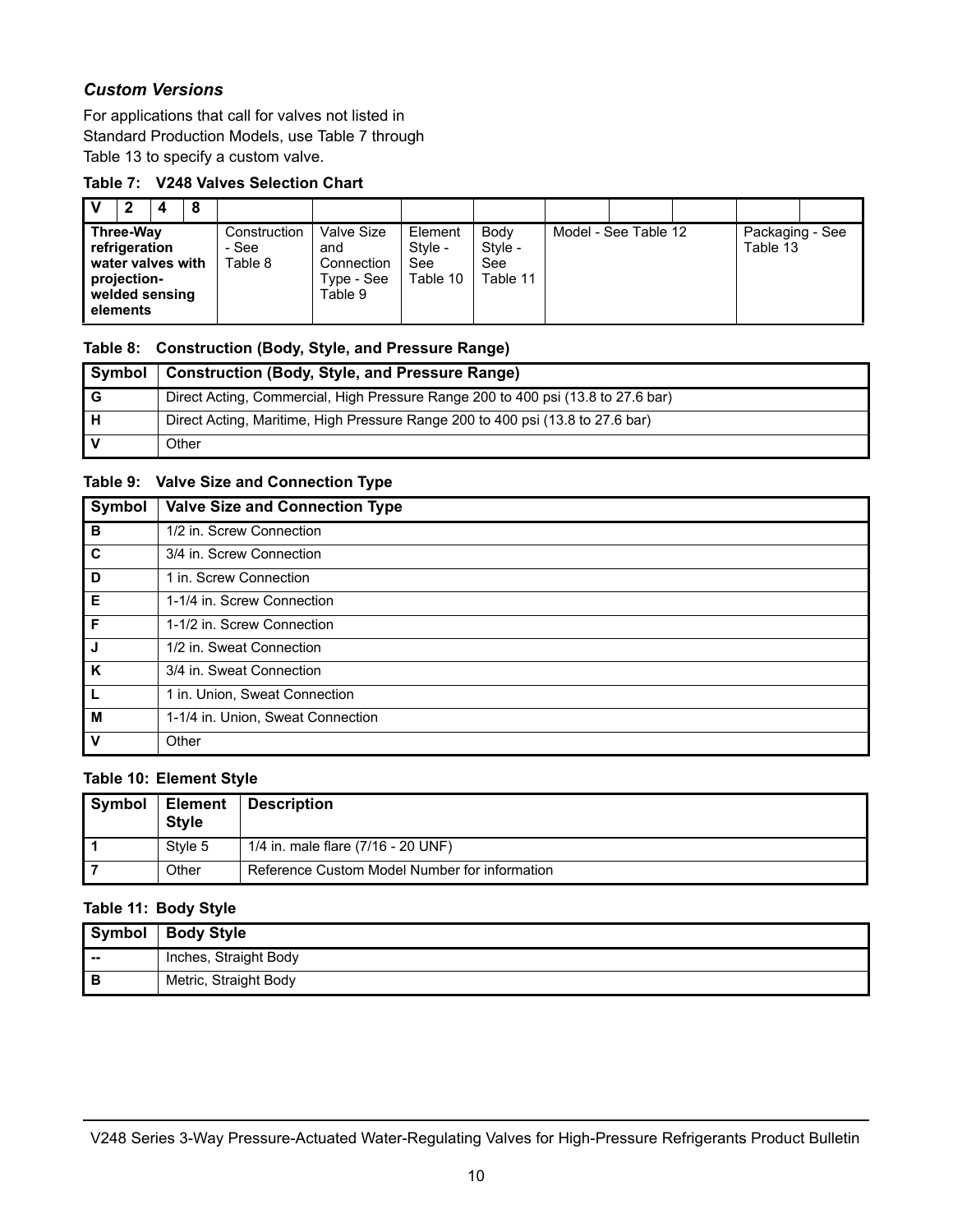### *Custom Versions*

For applications that call for valves not listed in Standard Production Models, use Table 7 through Table 13 to specify a custom valve.

**Table 7: V248 Valves Selection Chart**

| V | 2 | 4 | 8 | | | | | | | | | |
|---|---|---|---|---|---|---|---|---|---|---|---|---|
| **Three-Way refrigeration water valves with projection-welded sensing elements** | | | | Construction - See Table 8 | Valve Size and Connection Type - See Table 9 | Element Style - See Table 10 | Body Style - See Table 11 | Model - See Table 12 | | | Packaging - See Table 13 | |

**Table 8: Construction (Body, Style, and Pressure Range)**

| Symbol | Construction (Body, Style, and Pressure Range) |
|---|---|
| G | Direct Acting, Commercial, High Pressure Range 200 to 400 psi (13.8 to 27.6 bar) |
| H | Direct Acting, Maritime, High Pressure Range 200 to 400 psi (13.8 to 27.6 bar) |
| V | Other |

**Table 9: Valve Size and Connection Type**

| Symbol | Valve Size and Connection Type |
|---|---|
| B | 1/2 in. Screw Connection |
| C | 3/4 in. Screw Connection |
| D | 1 in. Screw Connection |
| E | 1-1/4 in. Screw Connection |
| F | 1-1/2 in. Screw Connection |
| J | 1/2 in. Sweat Connection |
| K | 3/4 in. Sweat Connection |
| L | 1 in. Union, Sweat Connection |
| M | 1-1/4 in. Union, Sweat Connection |
| V | Other |

**Table 10: Element Style**

| Symbol | Element Style | Description |
|---|---|---|
| 1 | Style 5 | 1/4 in. male flare (7/16 - 20 UNF) |
| 7 | Other | Reference Custom Model Number for information |

**Table 11: Body Style**

| Symbol | Body Style |
|---|---|
| -- | Inches, Straight Body |
| B | Metric, Straight Body |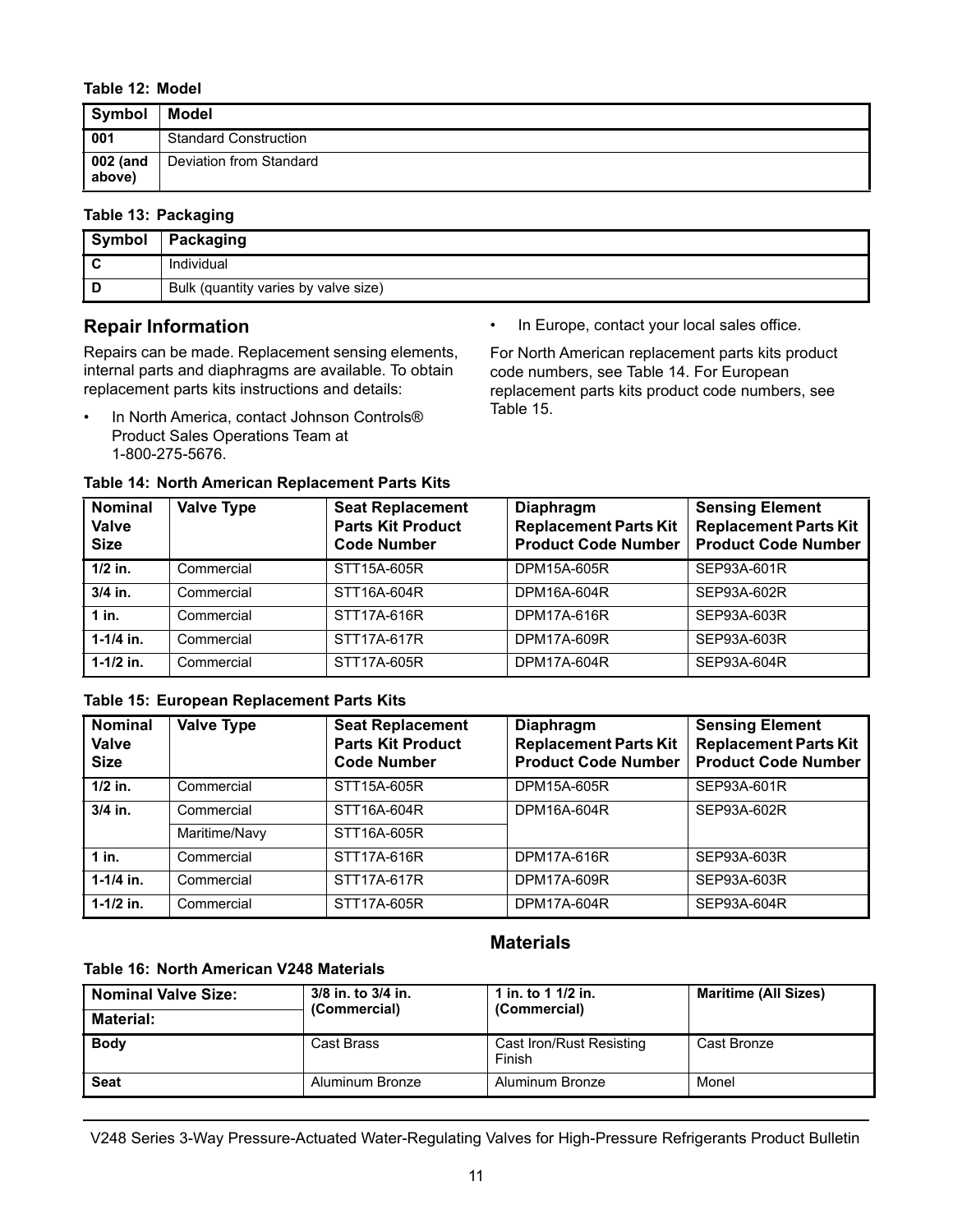**Table 12: Model**

| Symbol | Model |
|---|---|
| 001 | Standard Construction |
| 002 (and above) | Deviation from Standard |

**Table 13: Packaging**

| Symbol | Packaging |
|---|---|
| C | Individual |
| D | Bulk (quantity varies by valve size) |

## Repair Information

Repairs can be made. Replacement sensing elements, internal parts and diaphragms are available. To obtain replacement parts kits instructions and details:

- In North America, contact Johnson Controls® Product Sales Operations Team at 1-800-275-5676.
- In Europe, contact your local sales office.

For North American replacement parts kits product code numbers, see Table 14. For European replacement parts kits product code numbers, see Table 15.

**Table 14: North American Replacement Parts Kits**

| Nominal Valve Size | Valve Type | Seat Replacement Parts Kit Product Code Number | Diaphragm Replacement Parts Kit Product Code Number | Sensing Element Replacement Parts Kit Product Code Number |
|---|---|---|---|---|
| 1/2 in. | Commercial | STT15A-605R | DPM15A-605R | SEP93A-601R |
| 3/4 in. | Commercial | STT16A-604R | DPM16A-604R | SEP93A-602R |
| 1 in. | Commercial | STT17A-616R | DPM17A-616R | SEP93A-603R |
| 1-1/4 in. | Commercial | STT17A-617R | DPM17A-609R | SEP93A-603R |
| 1-1/2 in. | Commercial | STT17A-605R | DPM17A-604R | SEP93A-604R |

**Table 15: European Replacement Parts Kits**

| Nominal Valve Size | Valve Type | Seat Replacement Parts Kit Product Code Number | Diaphragm Replacement Parts Kit Product Code Number | Sensing Element Replacement Parts Kit Product Code Number |
|---|---|---|---|---|
| 1/2 in. | Commercial | STT15A-605R | DPM15A-605R | SEP93A-601R |
| 3/4 in. | Commercial | STT16A-604R | DPM16A-604R | SEP93A-602R |
| | Maritime/Navy | STT16A-605R | | |
| 1 in. | Commercial | STT17A-616R | DPM17A-616R | SEP93A-603R |
| 1-1/4 in. | Commercial | STT17A-617R | DPM17A-609R | SEP93A-603R |
| 1-1/2 in. | Commercial | STT17A-605R | DPM17A-604R | SEP93A-604R |

## Materials

**Table 16: North American V248 Materials**

| Nominal Valve Size: | 3/8 in. to 3/4 in. (Commercial) | 1 in. to 1 1/2 in. (Commercial) | Maritime (All Sizes) |
|---|---|---|---|
| **Material:** | | | |
| **Body** | Cast Brass | Cast Iron/Rust Resisting Finish | Cast Bronze |
| **Seat** | Aluminum Bronze | Aluminum Bronze | Monel |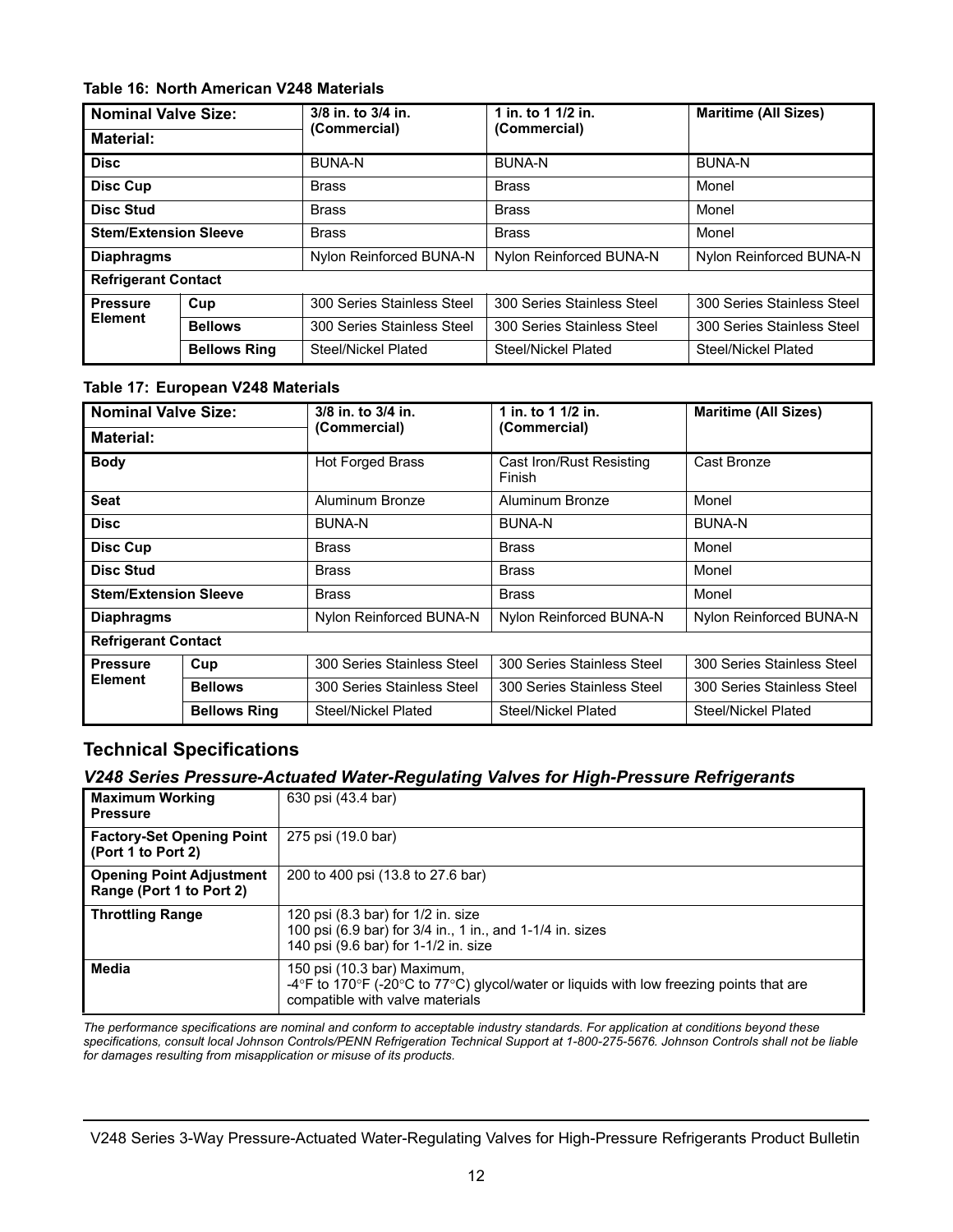**Table 16: North American V248 Materials**

| Nominal Valve Size: Material: | | 3/8 in. to 3/4 in. (Commercial) | 1 in. to 1 1/2 in. (Commercial) | Maritime (All Sizes) |
|---|---|---|---|---|
| **Disc** | | BUNA-N | BUNA-N | BUNA-N |
| **Disc Cup** | | Brass | Brass | Monel |
| **Disc Stud** | | Brass | Brass | Monel |
| **Stem/Extension Sleeve** | | Brass | Brass | Monel |
| **Diaphragms** | | Nylon Reinforced BUNA-N | Nylon Reinforced BUNA-N | Nylon Reinforced BUNA-N |
| **Refrigerant Contact** | | | | |
| **Pressure Element** | **Cup** | 300 Series Stainless Steel | 300 Series Stainless Steel | 300 Series Stainless Steel |
| | **Bellows** | 300 Series Stainless Steel | 300 Series Stainless Steel | 300 Series Stainless Steel |
| | **Bellows Ring** | Steel/Nickel Plated | Steel/Nickel Plated | Steel/Nickel Plated |

**Table 17: European V248 Materials**

| Nominal Valve Size: Material: | | 3/8 in. to 3/4 in. (Commercial) | 1 in. to 1 1/2 in. (Commercial) | Maritime (All Sizes) |
|---|---|---|---|---|
| **Body** | | Hot Forged Brass | Cast Iron/Rust Resisting Finish | Cast Bronze |
| **Seat** | | Aluminum Bronze | Aluminum Bronze | Monel |
| **Disc** | | BUNA-N | BUNA-N | BUNA-N |
| **Disc Cup** | | Brass | Brass | Monel |
| **Disc Stud** | | Brass | Brass | Monel |
| **Stem/Extension Sleeve** | | Brass | Brass | Monel |
| **Diaphragms** | | Nylon Reinforced BUNA-N | Nylon Reinforced BUNA-N | Nylon Reinforced BUNA-N |
| **Refrigerant Contact** | | | | |
| **Pressure Element** | **Cup** | 300 Series Stainless Steel | 300 Series Stainless Steel | 300 Series Stainless Steel |
| | **Bellows** | 300 Series Stainless Steel | 300 Series Stainless Steel | 300 Series Stainless Steel |
| | **Bellows Ring** | Steel/Nickel Plated | Steel/Nickel Plated | Steel/Nickel Plated |

## Technical Specifications

### *V248 Series Pressure-Actuated Water-Regulating Valves for High-Pressure Refrigerants*

| | |
|---|---|
| **Maximum Working Pressure** | 630 psi (43.4 bar) |
| **Factory-Set Opening Point (Port 1 to Port 2)** | 275 psi (19.0 bar) |
| **Opening Point Adjustment Range (Port 1 to Port 2)** | 200 to 400 psi (13.8 to 27.6 bar) |
| **Throttling Range** | 120 psi (8.3 bar) for 1/2 in. size<br>100 psi (6.9 bar) for 3/4 in., 1 in., and 1-1/4 in. sizes<br>140 psi (9.6 bar) for 1-1/2 in. size |
| **Media** | 150 psi (10.3 bar) Maximum,<br>-4°F to 170°F (-20°C to 77°C) glycol/water or liquids with low freezing points that are compatible with valve materials |

*The performance specifications are nominal and conform to acceptable industry standards. For application at conditions beyond these specifications, consult local Johnson Controls/PENN Refrigeration Technical Support at 1-800-275-5676. Johnson Controls shall not be liable for damages resulting from misapplication or misuse of its products.*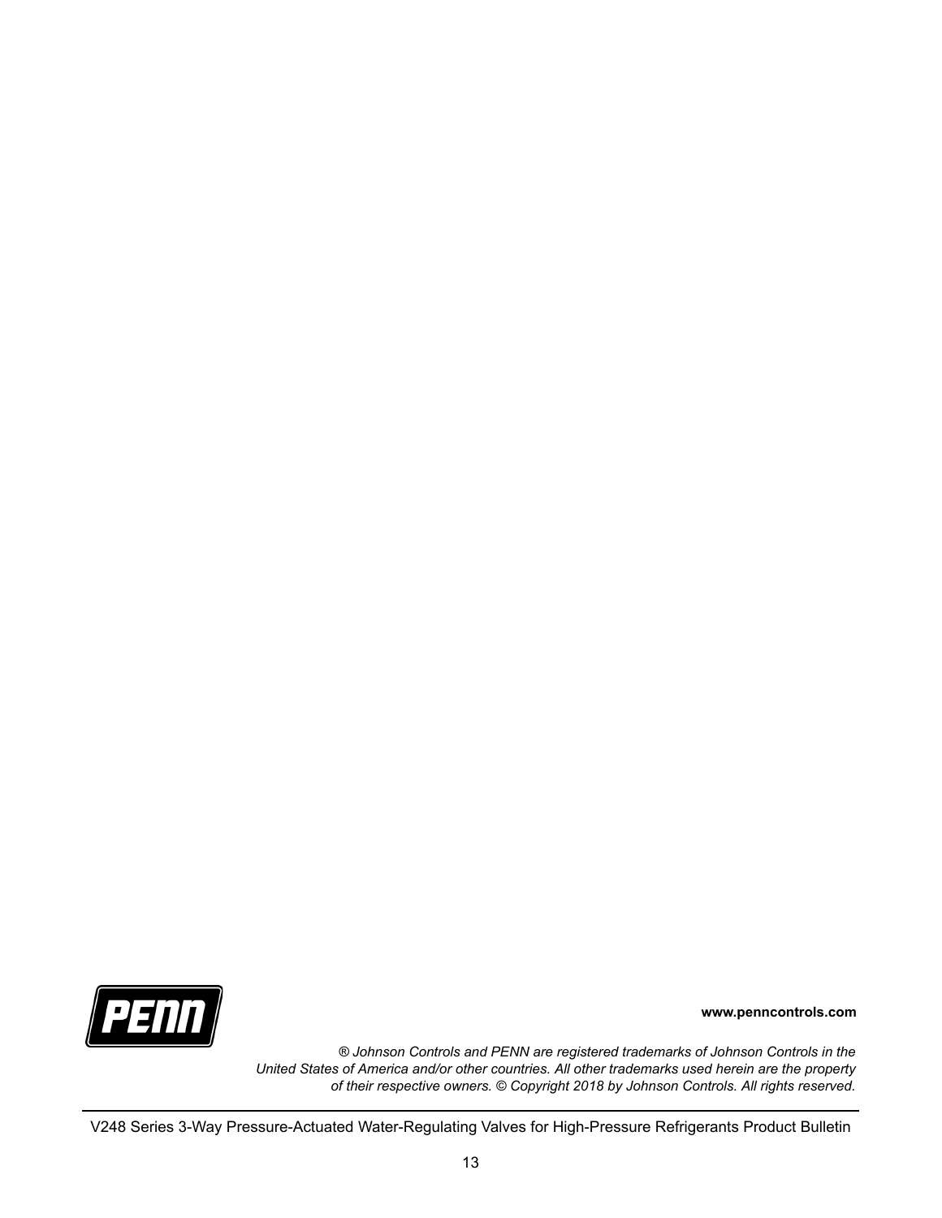PENN

**www.penncontrols.com**

*® Johnson Controls and PENN are registered trademarks of Johnson Controls in the United States of America and/or other countries. All other trademarks used herein are the property of their respective owners. © Copyright 2018 by Johnson Controls. All rights reserved.*